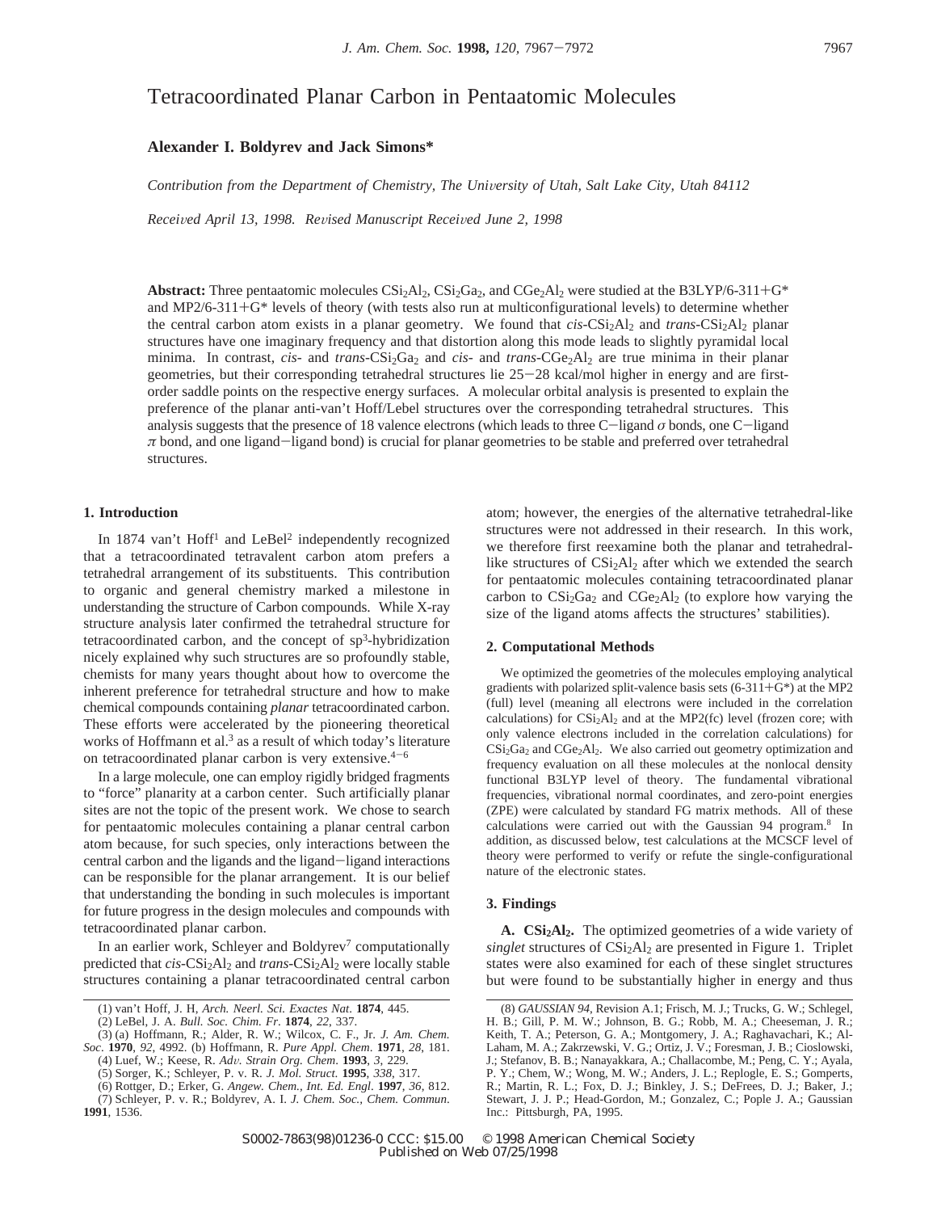# Tetracoordinated Planar Carbon in Pentaatomic Molecules

**Alexander I. Boldyrev and Jack Simons***

*Contribution from the Department of Chemistry, The University of Utah, Salt Lake City, Utah 84112*

*Received April 13, 1998. Revised Manuscript Received June 2, 1998*

**Abstract:** Three pentaatomic molecules $CSi_2Al_2$, $CSi_2Ga_2$, and $CGe_2Al_2$ were studied at the B3LYP/6-311+G* and MP2/6-311+G* levels of theory (with tests also run at multiconfigurational levels) to determine whether the central carbon atom exists in a planar geometry. We found that *cis*-$CSi_2Al_2$ and *trans*-$CSi_2Al_2$ planar structures have one imaginary frequency and that distortion along this mode leads to slightly pyramidal local minima. In contrast, *cis*- and *trans*-$CSi_2Ga_2$ and *cis*- and *trans*-$CGe_2Al_2$ are true minima in their planar geometries, but their corresponding tetrahedral structures lie 25−28 kcal/mol higher in energy and are first-order saddle points on the respective energy surfaces. A molecular orbital analysis is presented to explain the preference of the planar anti-van't Hoff/Lebel structures over the corresponding tetrahedral structures. This analysis suggests that the presence of 18 valence electrons (which leads to three C−ligand $\sigma$ bonds, one C−ligand $\pi$ bond, and one ligand−ligand bond) is crucial for planar geometries to be stable and preferred over tetrahedral structures.

## 1. Introduction

In 1874 van't Hoff[1] and LeBel[2] independently recognized that a tetracoordinated tetravalent carbon atom prefers a tetrahedral arrangement of its substituents. This contribution to organic and general chemistry marked a milestone in understanding the structure of Carbon compounds. While X-ray structure analysis later confirmed the tetrahedral structure for tetracoordinated carbon, and the concept of sp[3]-hybridization nicely explained why such structures are so profoundly stable, chemists for many years thought about how to overcome the inherent preference for tetrahedral structure and how to make chemical compounds containing *planar* tetracoordinated carbon. These efforts were accelerated by the pioneering theoretical works of Hoffmann et al.[3] as a result of which today's literature on tetracoordinated planar carbon is very extensive.[4−6]

In a large molecule, one can employ rigidly bridged fragments to "force" planarity at a carbon center. Such artificially planar sites are not the topic of the present work. We chose to search for pentaatomic molecules containing a planar central carbon atom because, for such species, only interactions between the central carbon and the ligands and the ligand−ligand interactions can be responsible for the planar arrangement. It is our belief that understanding the bonding in such molecules is important for future progress in the design molecules and compounds with tetracoordinated planar carbon.

In an earlier work, Schleyer and Boldyrev[7] computationally predicted that *cis*-$CSi_2Al_2$ and *trans*-$CSi_2Al_2$ were locally stable structures containing a planar tetracoordinated central carbon atom; however, the energies of the alternative tetrahedral-like structures were not addressed in their research. In this work, we therefore first reexamine both the planar and tetrahedral-like structures of $CSi_2Al_2$ after which we extended the search for pentaatomic molecules containing tetracoordinated planar carbon to $CSi_2Ga_2$ and $CGe_2Al_2$ (to explore how varying the size of the ligand atoms affects the structures' stabilities).

## 2. Computational Methods

We optimized the geometries of the molecules employing analytical gradients with polarized split-valence basis sets (6-311+G*) at the MP2 (full) level (meaning all electrons were included in the correlation calculations) for $CSi_2Al_2$ and at the MP2(fc) level (frozen core; with only valence electrons included in the correlation calculations) for $CSi_2Ga_2$ and $CGe_2Al_2$. We also carried out geometry optimization and frequency evaluation on all these molecules at the nonlocal density functional B3LYP level of theory. The fundamental vibrational frequencies, vibrational normal coordinates, and zero-point energies (ZPE) were calculated by standard FG matrix methods. All of these calculations were carried out with the Gaussian 94 program.[8] In addition, as discussed below, test calculations at the MCSCF level of theory were performed to verify or refute the single-configurational nature of the electronic states.

## 3. Findings

**A. $CSi_2Al_2$.** The optimized geometries of a wide variety of *singlet* structures of $CSi_2Al_2$ are presented in Figure 1. Triplet states were also examined for each of these singlet structures but were found to be substantially higher in energy and thus

---

(1) van't Hoff, J. H, *Arch. Neerl. Sci. Exactes Nat*. **1874**, 445.
(2) LeBel, J. A. *Bull. Soc. Chim. Fr*. **1874**, *22*, 337.
(3) (a) Hoffmann, R.; Alder, R. W.; Wilcox, C. F., Jr. *J. Am. Chem. Soc*. **1970**, *92*, 4992. (b) Hoffmann, R. *Pure Appl. Chem*. **1971**, *28*, 181.
(4) Luef, W.; Keese, R. *Adv. Strain Org. Chem*. **1993**, *3*, 229.
(5) Sorger, K.; Schleyer, P. v. R. *J. Mol. Struct*. **1995**, *338*, 317.
(6) Rottger, D.; Erker, G. *Angew. Chem., Int. Ed. Engl*. **1997**, *36*, 812.
(7) Schleyer, P. v. R.; Boldyrev, A. I. *J. Chem. Soc., Chem. Commun*. **1991**, 1536.
(8) *GAUSSIAN 94*, Revision A.1; Frisch, M. J.; Trucks, G. W.; Schlegel, H. B.; Gill, P. M. W.; Johnson, B. G.; Robb, M. A.; Cheeseman, J. R.; Keith, T. A.; Peterson, G. A.; Montgomery, J. A.; Raghavachari, K.; Al-Laham, M. A.; Zakrzewski, V. G.; Ortiz, J. V.; Foresman, J. B.; Cioslowski, J.; Stefanov, B. B.; Nanayakkara, A.; Challacombe, M.; Peng, C. Y.; Ayala, P. Y.; Chem, W.; Wong, M. W.; Anders, J. L.; Replogle, E. S.; Gomperts, R.; Martin, R. L.; Fox, D. J.; Binkley, J. S.; DeFrees, D. J.; Baker, J.; Stewart, J. J. P.; Head-Gordon, M.; Gonzalez, C.; Pople J. A.; Gaussian Inc.: Pittsburgh, PA, 1995.

S0002-7863(98)01236-0 CCC: $15.00 © 1998 American Chemical Society
Published on Web 07/25/1998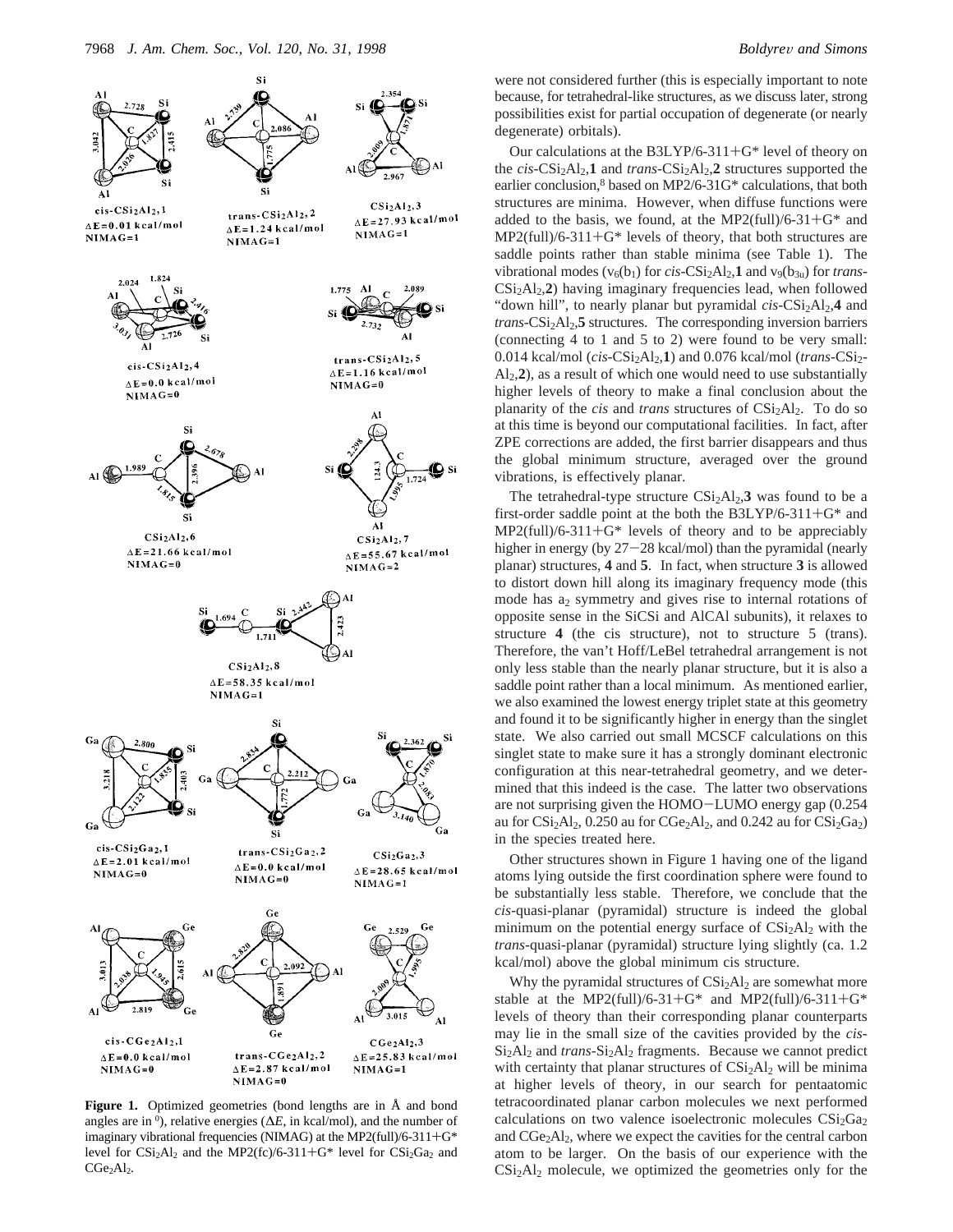**Figure 1.** Optimized geometries (bond lengths are in Å and bond angles are in °), relative energies ($\Delta E$, in kcal/mol), and the number of imaginary vibrational frequencies (NIMAG) at the MP2(full)/6-311+G* level for $CSi_2Al_2$ and the MP2(fc)/6-311+G* level for $CSi_2Ga_2$ and $CGe_2Al_2$.

were not considered further (this is especially important to note because, for tetrahedral-like structures, as we discuss later, strong possibilities exist for partial occupation of degenerate (or nearly degenerate) orbitals).

Our calculations at the B3LYP/6-311+G* level of theory on the *cis*-$CSi_2Al_2$,**1** and *trans*-$CSi_2Al_2$,**2** structures supported the earlier conclusion,[8] based on MP2/6-31G* calculations, that both structures are minima. However, when diffuse functions were added to the basis, we found, at the MP2(full)/6-31+G* and MP2(full)/6-311+G* levels of theory, that both structures are saddle points rather than stable minima (see Table 1). The vibrational modes ($\nu_6(b_1)$ for *cis*-$CSi_2Al_2$,**1** and $\nu_9(b_{3u})$ for *trans*-$CSi_2Al_2$,**2**) having imaginary frequencies lead, when followed "down hill", to nearly planar but pyramidal *cis*-$CSi_2Al_2$,**4** and *trans*-$CSi_2Al_2$,**5** structures. The corresponding inversion barriers (connecting 4 to 1 and 5 to 2) were found to be very small: 0.014 kcal/mol (*cis*-$CSi_2Al_2$,**1**) and 0.076 kcal/mol (*trans*-$CSi_2Al_2$,**2**), as a result of which one would need to use substantially higher levels of theory to make a final conclusion about the planarity of the *cis* and *trans* structures of $CSi_2Al_2$. To do so at this time is beyond our computational facilities. In fact, after ZPE corrections are added, the first barrier disappears and thus the global minimum structure, averaged over the ground vibrations, is effectively planar.

The tetrahedral-type structure $CSi_2Al_2$,**3** was found to be a first-order saddle point at the both the B3LYP/6-311+G* and MP2(full)/6-311+G* levels of theory and to be appreciably higher in energy (by 27−28 kcal/mol) than the pyramidal (nearly planar) structures, **4** and **5**. In fact, when structure **3** is allowed to distort down hill along its imaginary frequency mode (this mode has $a_2$ symmetry and gives rise to internal rotations of opposite sense in the SiCSi and AlCAl subunits), it relaxes to structure **4** (the cis structure), not to structure 5 (trans). Therefore, the van't Hoff/LeBel tetrahedral arrangement is not only less stable than the nearly planar structure, but it is also a saddle point rather than a local minimum. As mentioned earlier, we also examined the lowest energy triplet state at this geometry and found it to be significantly higher in energy than the singlet state. We also carried out small MCSCF calculations on this singlet state to make sure it has a strongly dominant electronic configuration at this near-tetrahedral geometry, and we determined that this indeed is the case. The latter two observations are not surprising given the HOMO−LUMO energy gap (0.254 au for $CSi_2Al_2$, 0.250 au for $CGe_2Al_2$, and 0.242 au for $CSi_2Ga_2$) in the species treated here.

Other structures shown in Figure 1 having one of the ligand atoms lying outside the first coordination sphere were found to be substantially less stable. Therefore, we conclude that the *cis*-quasi-planar (pyramidal) structure is indeed the global minimum on the potential energy surface of $CSi_2Al_2$ with the *trans*-quasi-planar (pyramidal) structure lying slightly (ca. 1.2 kcal/mol) above the global minimum cis structure.

Why the pyramidal structures of $CSi_2Al_2$ are somewhat more stable at the MP2(full)/6-31+G* and MP2(full)/6-311+G* levels of theory than their corresponding planar counterparts may lie in the small size of the cavities provided by the *cis*-$Si_2Al_2$ and *trans*-$Si_2Al_2$ fragments. Because we cannot predict with certainty that planar structures of $CSi_2Al_2$ will be minima at higher levels of theory, in our search for pentaatomic tetracoordinated planar carbon molecules we next performed calculations on two valence isoelectronic molecules $CSi_2Ga_2$ and $CGe_2Al_2$, where we expect the cavities for the central carbon atom to be larger. On the basis of our experience with the $CSi_2Al_2$ molecule, we optimized the geometries only for the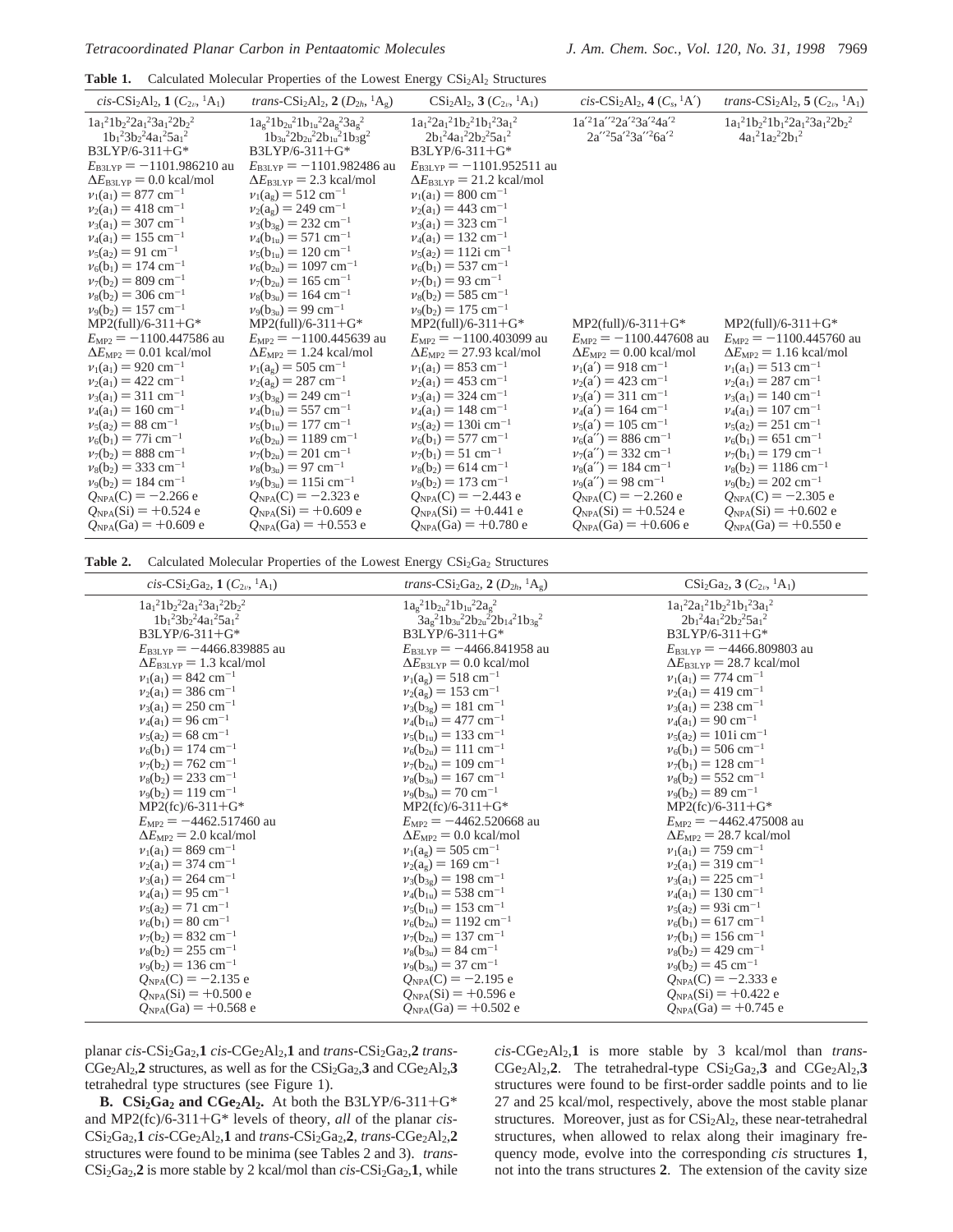**Table 1.** Calculated Molecular Properties of the Lowest Energy $CSi_2Al_2$ Structures

| *cis*-$CSi_2Al_2$, **1** ($C_{2v}$, $^1A_1$) | *trans*-$CSi_2Al_2$, **2** ($D_{2h}$, $^1A_g$) | $CSi_2Al_2$, **3** ($C_{2v}$, $^1A_1$) | *cis*-$CSi_2Al_2$, **4** ($C_s$, $^1A'$) | *trans*-$CSi_2Al_2$, **5** ($C_{2v}$, $^1A_1$) |
|---|---|---|---|---|
| $1a_1^2 1b_2^2 2a_1^2 3a_1^2 2b_2^2$ $1b_1^2 3b_2^2 4a_1^2 5a_1^2$ | $1a_g^2 1b_{2u}^2 1b_{1u}^2 2a_g^2 3a_g^2$ $1b_{3u}^2 2b_{2u}^2 2b_{1u}^2 1b_3g^2$ | $1a_1^2 2a_1^2 1b_2^2 1b_1^2 3a_1^2$ $2b_1^2 4a_1^2 2b_2^2 5a_1^2$ | $1a'^2 1a''^2 2a'^2 3a'^2 4a'^2$ $2a''^2 5a'^2 3a''^2 6a'^2$ | $1a_1^2 1b_2^2 1b_1^2 2a_1^2 3a_1^2 2b_2^2$ $4a_1^2 1a_2^2 2b_1^2$ |
| B3LYP/6-311+G* | B3LYP/6-311+G* | B3LYP/6-311+G* | | |
| $E_{B3LYP} = -1101.986210$ au | $E_{B3LYP} = -1101.982486$ au | $E_{B3LYP} = -1101.952511$ au | | |
| $\Delta E_{B3LYP} = 0.0$ kcal/mol | $\Delta E_{B3LYP} = 2.3$ kcal/mol | $\Delta E_{B3LYP} = 21.2$ kcal/mol | | |
| $\nu_1(a_1) = 877$ cm$^{-1}$ | $\nu_1(a_g) = 512$ cm$^{-1}$ | $\nu_1(a_1) = 800$ cm$^{-1}$ | | |
| $\nu_2(a_1) = 418$ cm$^{-1}$ | $\nu_2(a_g) = 249$ cm$^{-1}$ | $\nu_2(a_1) = 443$ cm$^{-1}$ | | |
| $\nu_3(a_1) = 307$ cm$^{-1}$ | $\nu_3(b_{3g}) = 232$ cm$^{-1}$ | $\nu_3(a_1) = 323$ cm$^{-1}$ | | |
| $\nu_4(a_1) = 155$ cm$^{-1}$ | $\nu_4(b_{1u}) = 571$ cm$^{-1}$ | $\nu_4(a_1) = 132$ cm$^{-1}$ | | |
| $\nu_5(a_2) = 91$ cm$^{-1}$ | $\nu_5(b_{1u}) = 120$ cm$^{-1}$ | $\nu_5(a_2) = 112i$ cm$^{-1}$ | | |
| $\nu_6(b_1) = 174$ cm$^{-1}$ | $\nu_6(b_{2u}) = 1097$ cm$^{-1}$ | $\nu_6(b_1) = 537$ cm$^{-1}$ | | |
| $\nu_7(b_2) = 809$ cm$^{-1}$ | $\nu_7(b_{2u}) = 165$ cm$^{-1}$ | $\nu_7(b_1) = 93$ cm$^{-1}$ | | |
| $\nu_8(b_2) = 306$ cm$^{-1}$ | $\nu_8(b_{3u}) = 164$ cm$^{-1}$ | $\nu_8(b_2) = 585$ cm$^{-1}$ | | |
| $\nu_9(b_2) = 157$ cm$^{-1}$ | $\nu_9(b_{3u}) = 99$ cm$^{-1}$ | $\nu_9(b_2) = 175$ cm$^{-1}$ | | |
| MP2(full)/6-311+G* | MP2(full)/6-311+G* | MP2(full)/6-311+G* | MP2(full)/6-311+G* | MP2(full)/6-311+G* |
| $E_{MP2} = -1100.447586$ au | $E_{MP2} = -1100.445639$ au | $E_{MP2} = -1100.403099$ au | $E_{MP2} = -1100.447608$ au | $E_{MP2} = -1100.445760$ au |
| $\Delta E_{MP2} = 0.01$ kcal/mol | $\Delta E_{MP2} = 1.24$ kcal/mol | $\Delta E_{MP2} = 27.93$ kcal/mol | $\Delta E_{MP2} = 0.00$ kcal/mol | $\Delta E_{MP2} = 1.16$ kcal/mol |
| $\nu_1(a_1) = 920$ cm$^{-1}$ | $\nu_1(a_g) = 505$ cm$^{-1}$ | $\nu_1(a_1) = 853$ cm$^{-1}$ | $\nu_1(a') = 918$ cm$^{-1}$ | $\nu_1(a_1) = 513$ cm$^{-1}$ |
| $\nu_2(a_1) = 422$ cm$^{-1}$ | $\nu_2(a_g) = 287$ cm$^{-1}$ | $\nu_2(a_1) = 453$ cm$^{-1}$ | $\nu_2(a') = 423$ cm$^{-1}$ | $\nu_2(a_1) = 287$ cm$^{-1}$ |
| $\nu_3(a_1) = 311$ cm$^{-1}$ | $\nu_3(b_{3g}) = 249$ cm$^{-1}$ | $\nu_3(a_1) = 324$ cm$^{-1}$ | $\nu_3(a') = 311$ cm$^{-1}$ | $\nu_3(a_1) = 140$ cm$^{-1}$ |
| $\nu_4(a_1) = 160$ cm$^{-1}$ | $\nu_4(b_{1u}) = 557$ cm$^{-1}$ | $\nu_4(a_1) = 148$ cm$^{-1}$ | $\nu_4(a') = 164$ cm$^{-1}$ | $\nu_4(a_1) = 107$ cm$^{-1}$ |
| $\nu_5(a_2) = 88$ cm$^{-1}$ | $\nu_5(b_{1u}) = 177$ cm$^{-1}$ | $\nu_5(a_2) = 130i$ cm$^{-1}$ | $\nu_5(a') = 105$ cm$^{-1}$ | $\nu_5(a_2) = 251$ cm$^{-1}$ |
| $\nu_6(b_1) = 77i$ cm$^{-1}$ | $\nu_6(b_{2u}) = 1189$ cm$^{-1}$ | $\nu_6(b_1) = 577$ cm$^{-1}$ | $\nu_6(a'') = 886$ cm$^{-1}$ | $\nu_6(b_1) = 651$ cm$^{-1}$ |
| $\nu_7(b_2) = 888$ cm$^{-1}$ | $\nu_7(b_{2u}) = 201$ cm$^{-1}$ | $\nu_7(b_1) = 51$ cm$^{-1}$ | $\nu_7(a'') = 332$ cm$^{-1}$ | $\nu_7(b_1) = 179$ cm$^{-1}$ |
| $\nu_8(b_2) = 333$ cm$^{-1}$ | $\nu_8(b_{3u}) = 97$ cm$^{-1}$ | $\nu_8(b_2) = 614$ cm$^{-1}$ | $\nu_8(a'') = 184$ cm$^{-1}$ | $\nu_8(b_2) = 1186$ cm$^{-1}$ |
| $\nu_9(b_2) = 184$ cm$^{-1}$ | $\nu_9(b_{3u}) = 115i$ cm$^{-1}$ | $\nu_9(b_2) = 173$ cm$^{-1}$ | $\nu_9(a'') = 98$ cm$^{-1}$ | $\nu_9(b_2) = 202$ cm$^{-1}$ |
| $Q_{NPA}(C) = -2.266$ e | $Q_{NPA}(C) = -2.323$ e | $Q_{NPA}(C) = -2.443$ e | $Q_{NPA}(C) = -2.260$ e | $Q_{NPA}(C) = -2.305$ e |
| $Q_{NPA}(Si) = +0.524$ e | $Q_{NPA}(Si) = +0.609$ e | $Q_{NPA}(Si) = +0.441$ e | $Q_{NPA}(Si) = +0.524$ e | $Q_{NPA}(Si) = +0.602$ e |
| $Q_{NPA}(Ga) = +0.609$ e | $Q_{NPA}(Ga) = +0.553$ e | $Q_{NPA}(Ga) = +0.780$ e | $Q_{NPA}(Ga) = +0.606$ e | $Q_{NPA}(Ga) = +0.550$ e |

**Table 2.** Calculated Molecular Properties of the Lowest Energy $CSi_2Ga_2$ Structures

| *cis*-$CSi_2Ga_2$, **1** ($C_{2v}$, $^1A_1$) | *trans*-$CSi_2Ga_2$, **2** ($D_{2h}$, $^1A_g$) | $CSi_2Ga_2$, **3** ($C_{2v}$, $^1A_1$) |
|---|---|---|
| $1a_1^2 1b_2^2 2a_1^2 3a_1^2 2b_2^2$ $1b_1^2 3b_2^2 4a_1^2 5a_1^2$ | $1a_g^2 1b_{2u}^2 1b_{1u}^2 2a_g^2$ $3a_g^2 1b_{3u}^2 2b_{2u}^2 2b_{14}^2 1b_{3g}^2$ | $1a_1^2 2a_1^2 1b_2^2 1b_1^2 3a_1^2$ $2b_1^2 4a_1^2 2b_2^2 5a_1^2$ |
| B3LYP/6-311+G* | B3LYP/6-311+G* | B3LYP/6-311+G* |
| $E_{B3LYP} = -4466.839885$ au | $E_{B3LYP} = -4466.841958$ au | $E_{B3LYP} = -4466.809803$ au |
| $\Delta E_{B3LYP} = 1.3$ kcal/mol | $\Delta E_{B3LYP} = 0.0$ kcal/mol | $\Delta E_{B3LYP} = 28.7$ kcal/mol |
| $\nu_1(a_1) = 842$ cm$^{-1}$ | $\nu_1(a_g) = 518$ cm$^{-1}$ | $\nu_1(a_1) = 774$ cm$^{-1}$ |
| $\nu_2(a_1) = 386$ cm$^{-1}$ | $\nu_2(a_g) = 153$ cm$^{-1}$ | $\nu_2(a_1) = 419$ cm$^{-1}$ |
| $\nu_3(a_1) = 250$ cm$^{-1}$ | $\nu_3(b_{3g}) = 181$ cm$^{-1}$ | $\nu_3(a_1) = 238$ cm$^{-1}$ |
| $\nu_4(a_1) = 96$ cm$^{-1}$ | $\nu_4(b_{1u}) = 477$ cm$^{-1}$ | $\nu_4(a_1) = 90$ cm$^{-1}$ |
| $\nu_5(a_2) = 68$ cm$^{-1}$ | $\nu_5(b_{1u}) = 133$ cm$^{-1}$ | $\nu_5(a_2) = 101i$ cm$^{-1}$ |
| $\nu_6(b_1) = 174$ cm$^{-1}$ | $\nu_6(b_{2u}) = 111$ cm$^{-1}$ | $\nu_6(b_1) = 506$ cm$^{-1}$ |
| $\nu_7(b_2) = 762$ cm$^{-1}$ | $\nu_7(b_{2u}) = 109$ cm$^{-1}$ | $\nu_7(b_1) = 128$ cm$^{-1}$ |
| $\nu_8(b_2) = 233$ cm$^{-1}$ | $\nu_8(b_{3u}) = 167$ cm$^{-1}$ | $\nu_8(b_2) = 552$ cm$^{-1}$ |
| $\nu_9(b_2) = 119$ cm$^{-1}$ | $\nu_9(b_{3u}) = 70$ cm$^{-1}$ | $\nu_9(b_2) = 89$ cm$^{-1}$ |
| MP2(fc)/6-311+G* | MP2(fc)/6-311+G* | MP2(fc)/6-311+G* |
| $E_{MP2} = -4462.517460$ au | $E_{MP2} = -4462.520668$ au | $E_{MP2} = -4462.475008$ au |
| $\Delta E_{MP2} = 2.0$ kcal/mol | $\Delta E_{MP2} = 0.0$ kcal/mol | $\Delta E_{MP2} = 28.7$ kcal/mol |
| $\nu_1(a_1) = 869$ cm$^{-1}$ | $\nu_1(a_g) = 505$ cm$^{-1}$ | $\nu_1(a_1) = 759$ cm$^{-1}$ |
| $\nu_2(a_1) = 374$ cm$^{-1}$ | $\nu_2(a_g) = 169$ cm$^{-1}$ | $\nu_2(a_1) = 319$ cm$^{-1}$ |
| $\nu_3(a_1) = 264$ cm$^{-1}$ | $\nu_3(b_{3g}) = 198$ cm$^{-1}$ | $\nu_3(a_1) = 225$ cm$^{-1}$ |
| $\nu_4(a_1) = 95$ cm$^{-1}$ | $\nu_4(b_{1u}) = 538$ cm$^{-1}$ | $\nu_4(a_1) = 130$ cm$^{-1}$ |
| $\nu_5(a_2) = 71$ cm$^{-1}$ | $\nu_5(b_{1u}) = 153$ cm$^{-1}$ | $\nu_5(a_2) = 93i$ cm$^{-1}$ |
| $\nu_6(b_1) = 80$ cm$^{-1}$ | $\nu_6(b_{2u}) = 1192$ cm$^{-1}$ | $\nu_6(b_1) = 617$ cm$^{-1}$ |
| $\nu_7(b_2) = 832$ cm$^{-1}$ | $\nu_7(b_{2u}) = 137$ cm$^{-1}$ | $\nu_7(b_1) = 156$ cm$^{-1}$ |
| $\nu_8(b_2) = 255$ cm$^{-1}$ | $\nu_8(b_{3u}) = 84$ cm$^{-1}$ | $\nu_8(b_2) = 429$ cm$^{-1}$ |
| $\nu_9(b_2) = 136$ cm$^{-1}$ | $\nu_9(b_{3u}) = 37$ cm$^{-1}$ | $\nu_9(b_2) = 45$ cm$^{-1}$ |
| $Q_{NPA}(C) = -2.135$ e | $Q_{NPA}(C) = -2.195$ e | $Q_{NPA}(C) = -2.333$ e |
| $Q_{NPA}(Si) = +0.500$ e | $Q_{NPA}(Si) = +0.596$ e | $Q_{NPA}(Si) = +0.422$ e |
| $Q_{NPA}(Ga) = +0.568$ e | $Q_{NPA}(Ga) = +0.502$ e | $Q_{NPA}(Ga) = +0.745$ e |

planar *cis*-$CSi_2Ga_2$,**1** *cis*-$CGe_2Al_2$,**1** and *trans*-$CSi_2Ga_2$,**2** *trans*-$CGe_2Al_2$,**2** structures, as well as for the $CSi_2Ga_2$,**3** and $CGe_2Al_2$,**3** tetrahedral type structures (see Figure 1).

**B. $CSi_2Ga_2$ and $CGe_2Al_2$.** At both the B3LYP/6-311+G* and MP2(fc)/6-311+G* levels of theory, *all* of the planar *cis*-$CSi_2Ga_2$,**1** *cis*-$CGe_2Al_2$,**1** and *trans*-$CSi_2Ga_2$,**2**, *trans*-$CGe_2Al_2$,**2** structures were found to be minima (see Tables 2 and 3). *trans*-$CSi_2Ga_2$,**2** is more stable by 2 kcal/mol than *cis*-$CSi_2Ga_2$,**1**, while *cis*-$CGe_2Al_2$,**1** is more stable by 3 kcal/mol than *trans*-$CGe_2Al_2$,**2**. The tetrahedral-type $CSi_2Ga_2$,**3** and $CGe_2Al_2$,**3** structures were found to be first-order saddle points and to lie 27 and 25 kcal/mol, respectively, above the most stable planar structures. Moreover, just as for $CSi_2Al_2$, these near-tetrahedral structures, when allowed to relax along their imaginary frequency mode, evolve into the corresponding *cis* structures **1**, not into the trans structures **2**. The extension of the cavity size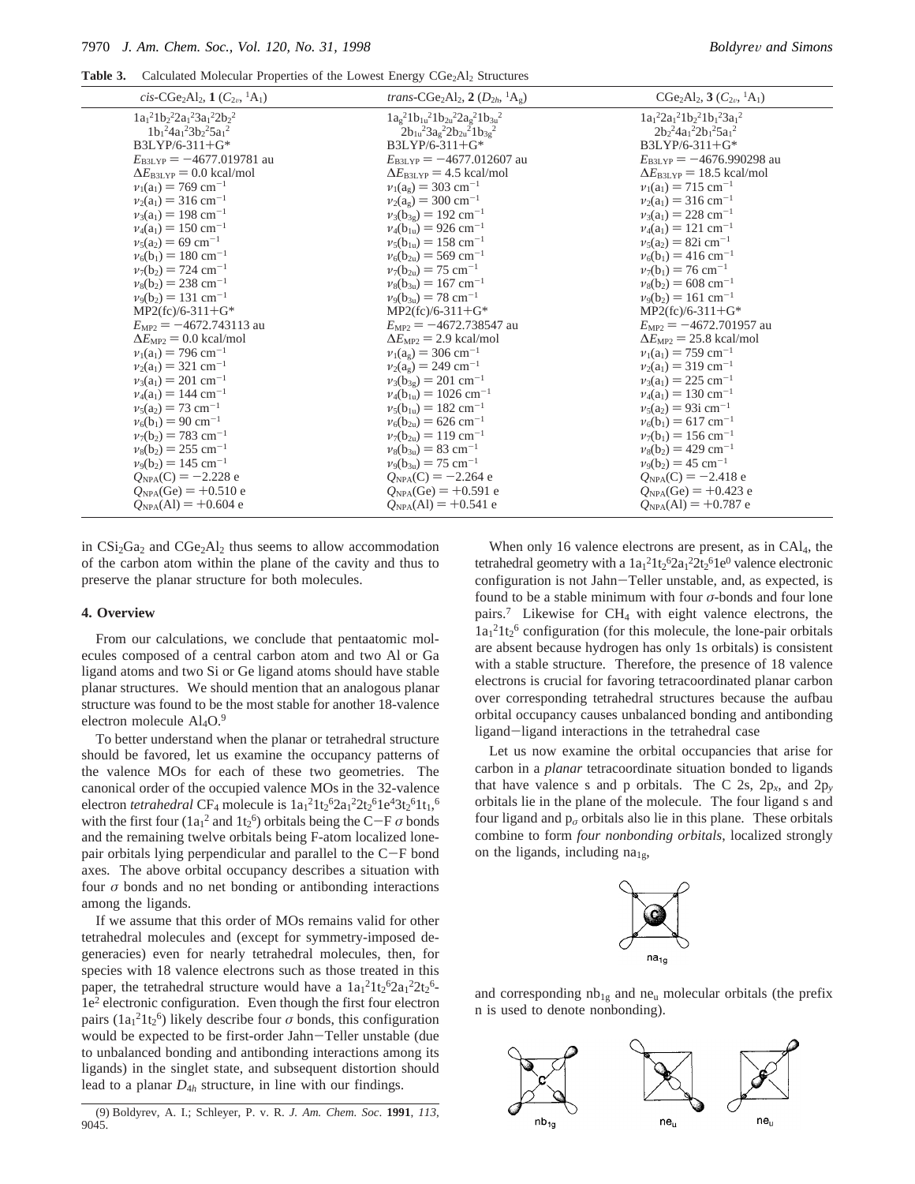**Table 3.** Calculated Molecular Properties of the Lowest Energy $CGe_2Al_2$ Structures

| *cis*-$CGe_2Al_2$, **1** ($C_{2v}$, $^1A_1$) | *trans*-$CGe_2Al_2$, **2** ($D_{2h}$, $^1A_g$) | $CGe_2Al_2$, **3** ($C_{2v}$, $^1A_1$) |
|---|---|---|
| $1a_1^21b_2^22a_1^23a_1^22b_2^2$ $1b_1^24a_1^23b_2^25a_1^2$ | $1a_g^21b_{1u}^21b_{2u}^22a_g^21b_{3u}^2$ $2b_{1u}^23a_g^22b_{2u}^21b_{3g}^2$ | $1a_1^22a_1^21b_2^21b_1^23a_1^2$ $2b_2^24a_1^22b_1^25a_1^2$ |
| B3LYP/6-311+G* | B3LYP/6-311+G* | B3LYP/6-311+G* |
| $E_{B3LYP} = -4677.019781$ au | $E_{B3LYP} = -4677.012607$ au | $E_{B3LYP} = -4676.990298$ au |
| $\Delta E_{B3LYP} = 0.0$ kcal/mol | $\Delta E_{B3LYP} = 4.5$ kcal/mol | $\Delta E_{B3LYP} = 18.5$ kcal/mol |
| $\nu_1(a_1) = 769$ cm$^{-1}$ | $\nu_1(a_g) = 303$ cm$^{-1}$ | $\nu_1(a_1) = 715$ cm$^{-1}$ |
| $\nu_2(a_1) = 316$ cm$^{-1}$ | $\nu_2(a_g) = 300$ cm$^{-1}$ | $\nu_2(a_1) = 316$ cm$^{-1}$ |
| $\nu_3(a_1) = 198$ cm$^{-1}$ | $\nu_3(b_{3g}) = 192$ cm$^{-1}$ | $\nu_3(a_1) = 228$ cm$^{-1}$ |
| $\nu_4(a_1) = 150$ cm$^{-1}$ | $\nu_4(b_{1u}) = 926$ cm$^{-1}$ | $\nu_4(a_1) = 121$ cm$^{-1}$ |
| $\nu_5(a_2) = 69$ cm$^{-1}$ | $\nu_5(b_{1u}) = 158$ cm$^{-1}$ | $\nu_5(a_2) = 82i$ cm$^{-1}$ |
| $\nu_6(b_1) = 180$ cm$^{-1}$ | $\nu_6(b_{2u}) = 569$ cm$^{-1}$ | $\nu_6(b_1) = 416$ cm$^{-1}$ |
| $\nu_7(b_2) = 724$ cm$^{-1}$ | $\nu_7(b_{2u}) = 75$ cm$^{-1}$ | $\nu_7(b_1) = 76$ cm$^{-1}$ |
| $\nu_8(b_2) = 238$ cm$^{-1}$ | $\nu_8(b_{3u}) = 167$ cm$^{-1}$ | $\nu_8(b_2) = 608$ cm$^{-1}$ |
| $\nu_9(b_2) = 131$ cm$^{-1}$ | $\nu_9(b_{3u}) = 78$ cm$^{-1}$ | $\nu_9(b_2) = 161$ cm$^{-1}$ |
| MP2(fc)/6-311+G* | MP2(fc)/6-311+G* | MP2(fc)/6-311+G* |
| $E_{MP2} = -4672.743113$ au | $E_{MP2} = -4672.738547$ au | $E_{MP2} = -4672.701957$ au |
| $\Delta E_{MP2} = 0.0$ kcal/mol | $\Delta E_{MP2} = 2.9$ kcal/mol | $\Delta E_{MP2} = 25.8$ kcal/mol |
| $\nu_1(a_1) = 796$ cm$^{-1}$ | $\nu_1(a_g) = 306$ cm$^{-1}$ | $\nu_1(a_1) = 759$ cm$^{-1}$ |
| $\nu_2(a_1) = 321$ cm$^{-1}$ | $\nu_2(a_g) = 249$ cm$^{-1}$ | $\nu_2(a_1) = 319$ cm$^{-1}$ |
| $\nu_3(a_1) = 201$ cm$^{-1}$ | $\nu_3(b_{3g}) = 201$ cm$^{-1}$ | $\nu_3(a_1) = 225$ cm$^{-1}$ |
| $\nu_4(a_1) = 144$ cm$^{-1}$ | $\nu_4(b_{1u}) = 1026$ cm$^{-1}$ | $\nu_4(a_1) = 130$ cm$^{-1}$ |
| $\nu_5(a_2) = 73$ cm$^{-1}$ | $\nu_5(b_{1u}) = 182$ cm$^{-1}$ | $\nu_5(a_2) = 93i$ cm$^{-1}$ |
| $\nu_6(b_1) = 90$ cm$^{-1}$ | $\nu_6(b_{2u}) = 626$ cm$^{-1}$ | $\nu_6(b_1) = 617$ cm$^{-1}$ |
| $\nu_7(b_2) = 783$ cm$^{-1}$ | $\nu_7(b_{2u}) = 119$ cm$^{-1}$ | $\nu_7(b_1) = 156$ cm$^{-1}$ |
| $\nu_8(b_2) = 255$ cm$^{-1}$ | $\nu_8(b_{3u}) = 83$ cm$^{-1}$ | $\nu_8(b_2) = 429$ cm$^{-1}$ |
| $\nu_9(b_2) = 145$ cm$^{-1}$ | $\nu_9(b_{3u}) = 75$ cm$^{-1}$ | $\nu_9(b_2) = 45$ cm$^{-1}$ |
| $Q_{NPA}(C) = -2.228$ e | $Q_{NPA}(C) = -2.264$ e | $Q_{NPA}(C) = -2.418$ e |
| $Q_{NPA}(Ge) = +0.510$ e | $Q_{NPA}(Ge) = +0.591$ e | $Q_{NPA}(Ge) = +0.423$ e |
| $Q_{NPA}(Al) = +0.604$ e | $Q_{NPA}(Al) = +0.541$ e | $Q_{NPA}(Al) = +0.787$ e |

in $CSi_2Ga_2$ and $CGe_2Al_2$ thus seems to allow accommodation of the carbon atom within the plane of the cavity and thus to preserve the planar structure for both molecules.

## 4. Overview

From our calculations, we conclude that pentaatomic molecules composed of a central carbon atom and two Al or Ga ligand atoms and two Si or Ge ligand atoms should have stable planar structures. We should mention that an analogous planar structure was found to be the most stable for another 18-valence electron molecule $Al_4O$.[9]

To better understand when the planar or tetrahedral structure should be favored, let us examine the occupancy patterns of the valence MOs for each of these two geometries. The canonical order of the occupied valence MOs in the 32-valence electron *tetrahedral* $CF_4$ molecule is $1a_1^21t_2^62a_1^22t_2^61e^43t_2^61t_1$,[6] with the first four ($1a_1^2$ and $1t_2^6$) orbitals being the C−F $\sigma$ bonds and the remaining twelve orbitals being F-atom localized lone-pair orbitals lying perpendicular and parallel to the C−F bond axes. The above orbital occupancy describes a situation with four $\sigma$ bonds and no net bonding or antibonding interactions among the ligands.

If we assume that this order of MOs remains valid for other tetrahedral molecules and (except for symmetry-imposed degeneracies) even for nearly tetrahedral molecules, then, for species with 18 valence electrons such as those treated in this paper, the tetrahedral structure would have a $1a_1^21t_2^62a_1^22t_2^6$-$1e^2$ electronic configuration. Even though the first four electron pairs ($1a_1^21t_2^6$) likely describe four $\sigma$ bonds, this configuration would be expected to be first-order Jahn−Teller unstable (due to unbalanced bonding and antibonding interactions among its ligands) in the singlet state, and subsequent distortion should lead to a planar $D_{4h}$ structure, in line with our findings.

When only 16 valence electrons are present, as in $CAl_4$, the tetrahedral geometry with a $1a_1^21t_2^62a_1^22t_2^61e^0$ valence electronic configuration is not Jahn−Teller unstable, and, as expected, is found to be a stable minimum with four $\sigma$-bonds and four lone pairs.[7] Likewise for $CH_4$ with eight valence electrons, the $1a_1^21t_2^6$ configuration (for this molecule, the lone-pair orbitals are absent because hydrogen has only 1s orbitals) is consistent with a stable structure. Therefore, the presence of 18 valence electrons is crucial for favoring tetracoordinated planar carbon over corresponding tetrahedral structures because the aufbau orbital occupancy causes unbalanced bonding and antibonding ligand−ligand interactions in the tetrahedral case

Let us now examine the orbital occupancies that arise for carbon in a *planar* tetracoordinate situation bonded to ligands that have valence s and p orbitals. The C 2s, $2p_x$, and $2p_y$ orbitals lie in the plane of the molecule. The four ligand s and four ligand and $p_\sigma$ orbitals also lie in this plane. These orbitals combine to form *four nonbonding orbitals*, localized strongly on the ligands, including $na_{1g}$,

$na_{1g}$

and corresponding $nb_{1g}$ and $ne_u$ molecular orbitals (the prefix n is used to denote nonbonding).

$nb_{1g}$ $ne_u$ $ne_u$

(9) Boldyrev, A. I.; Schleyer, P. v. R. *J. Am. Chem. Soc.* **1991**, *113*, 9045.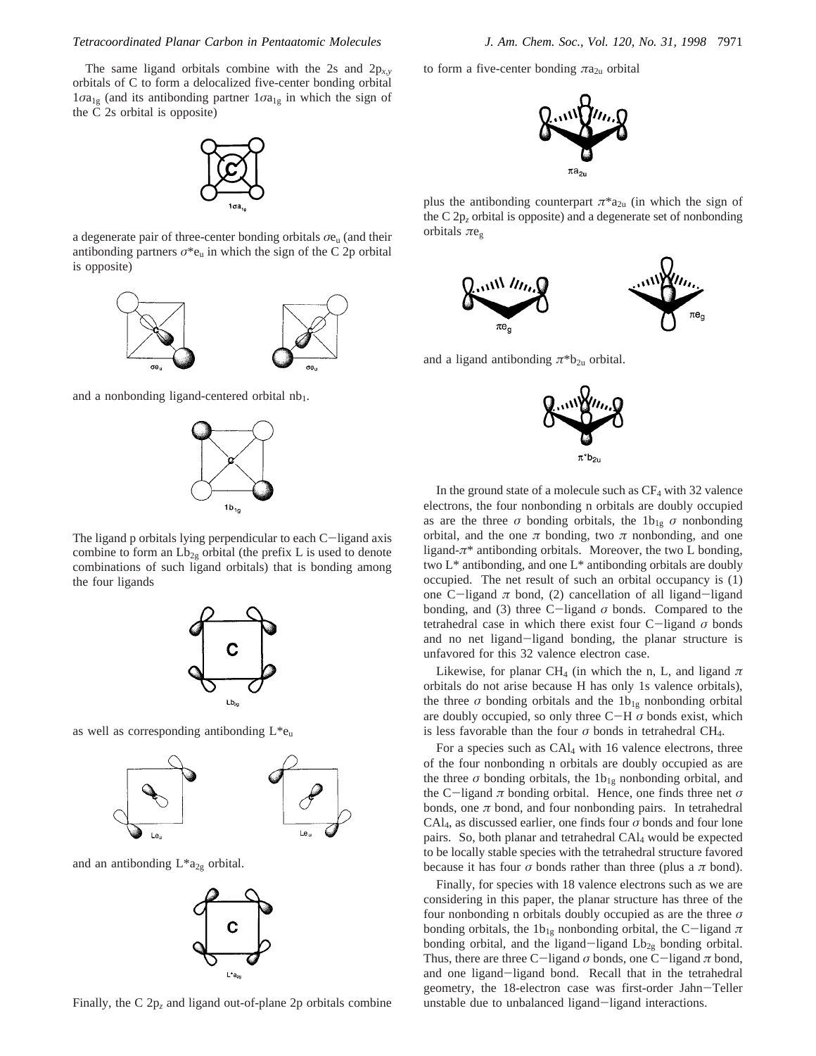The same ligand orbitals combine with the 2s and $2p_{x,y}$ orbitals of C to form a delocalized five-center bonding orbital $1\sigma a_{1g}$ (and its antibonding partner $1\sigma a_{1g}$ in which the sign of the C 2s orbital is opposite)

a degenerate pair of three-center bonding orbitals $\sigma e_u$ (and their antibonding partners $\sigma^* e_u$ in which the sign of the C 2p orbital is opposite)

and a nonbonding ligand-centered orbital $nb_1$.

The ligand p orbitals lying perpendicular to each C−ligand axis combine to form an $Lb_{2g}$ orbital (the prefix L is used to denote combinations of such ligand orbitals) that is bonding among the four ligands

as well as corresponding antibonding $L^*e_u$

and an antibonding $L^*a_{2g}$ orbital.

Finally, the C $2p_z$ and ligand out-of-plane 2p orbitals combine to form a five-center bonding $\pi a_{2u}$ orbital

plus the antibonding counterpart $\pi^* a_{2u}$ (in which the sign of the C $2p_z$ orbital is opposite) and a degenerate set of nonbonding orbitals $\pi e_g$

and a ligand antibonding $\pi^* b_{2u}$ orbital.

In the ground state of a molecule such as $CF_4$ with 32 valence electrons, the four nonbonding n orbitals are doubly occupied as are the three $\sigma$ bonding orbitals, the $1b_{1g}$ $\sigma$ nonbonding orbital, and the one $\pi$ bonding, two $\pi$ nonbonding, and one ligand-$\pi^*$ antibonding orbitals. Moreover, the two L bonding, two L* antibonding, and one L* antibonding orbitals are doubly occupied. The net result of such an orbital occupancy is (1) one C−ligand $\pi$ bond, (2) cancellation of all ligand−ligand bonding, and (3) three C−ligand $\sigma$ bonds. Compared to the tetrahedral case in which there exist four C−ligand $\sigma$ bonds and no net ligand−ligand bonding, the planar structure is unfavored for this 32 valence electron case.

Likewise, for planar $CH_4$ (in which the n, L, and ligand $\pi$ orbitals do not arise because H has only 1s valence orbitals), the three $\sigma$ bonding orbitals and the $1b_{1g}$ nonbonding orbital are doubly occupied, so only three C−H $\sigma$ bonds exist, which is less favorable than the four $\sigma$ bonds in tetrahedral $CH_4$.

For a species such as $CAl_4$ with 16 valence electrons, three of the four nonbonding n orbitals are doubly occupied as are the three $\sigma$ bonding orbitals, the $1b_{1g}$ nonbonding orbital, and the C−ligand $\pi$ bonding orbital. Hence, one finds three net $\sigma$ bonds, one $\pi$ bond, and four nonbonding pairs. In tetrahedral $CAl_4$, as discussed earlier, one finds four $\sigma$ bonds and four lone pairs. So, both planar and tetrahedral $CAl_4$ would be expected to be locally stable species with the tetrahedral structure favored because it has four $\sigma$ bonds rather than three (plus a $\pi$ bond).

Finally, for species with 18 valence electrons such as we are considering in this paper, the planar structure has three of the four nonbonding n orbitals doubly occupied as are the three $\sigma$ bonding orbitals, the $1b_{1g}$ nonbonding orbital, the C−ligand $\pi$ bonding orbital, and the ligand−ligand $Lb_{2g}$ bonding orbital. Thus, there are three C−ligand $\sigma$ bonds, one C−ligand $\pi$ bond, and one ligand−ligand bond. Recall that in the tetrahedral geometry, the 18-electron case was first-order Jahn−Teller unstable due to unbalanced ligand−ligand interactions.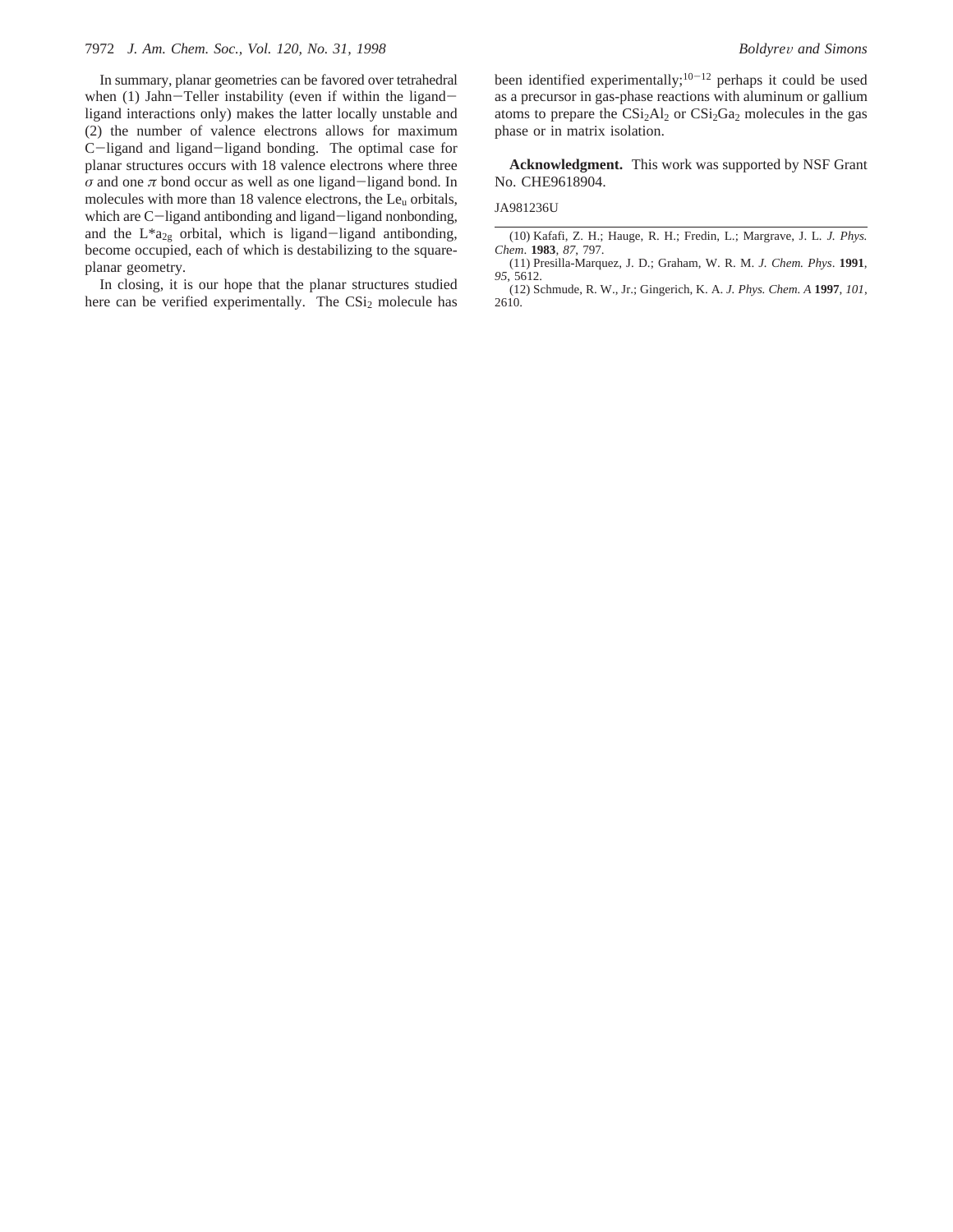In summary, planar geometries can be favored over tetrahedral when (1) Jahn–Teller instability (even if within the ligand–ligand interactions only) makes the latter locally unstable and (2) the number of valence electrons allows for maximum C–ligand and ligand–ligand bonding. The optimal case for planar structures occurs with 18 valence electrons where three $\sigma$ and one $\pi$ bond occur as well as one ligand–ligand bond. In molecules with more than 18 valence electrons, the $Le_u$ orbitals, which are C–ligand antibonding and ligand–ligand nonbonding, and the $L^*a_{2g}$ orbital, which is ligand–ligand antibonding, become occupied, each of which is destabilizing to the square-planar geometry.

In closing, it is our hope that the planar structures studied here can be verified experimentally. The $CSi_2$ molecule has been identified experimentally;[10–12] perhaps it could be used as a precursor in gas-phase reactions with aluminum or gallium atoms to prepare the $CSi_2Al_2$ or $CSi_2Ga_2$ molecules in the gas phase or in matrix isolation.

**Acknowledgment.** This work was supported by NSF Grant No. CHE9618904.

JA981236U

(10) Kafafi, Z. H.; Hauge, R. H.; Fredin, L.; Margrave, J. L. *J. Phys. Chem.* **1983**, *87*, 797.

(11) Presilla-Marquez, J. D.; Graham, W. R. M. *J. Chem. Phys.* **1991**, *95*, 5612.

(12) Schmude, R. W., Jr.; Gingerich, K. A. *J. Phys. Chem. A* **1997**, *101*, 2610.